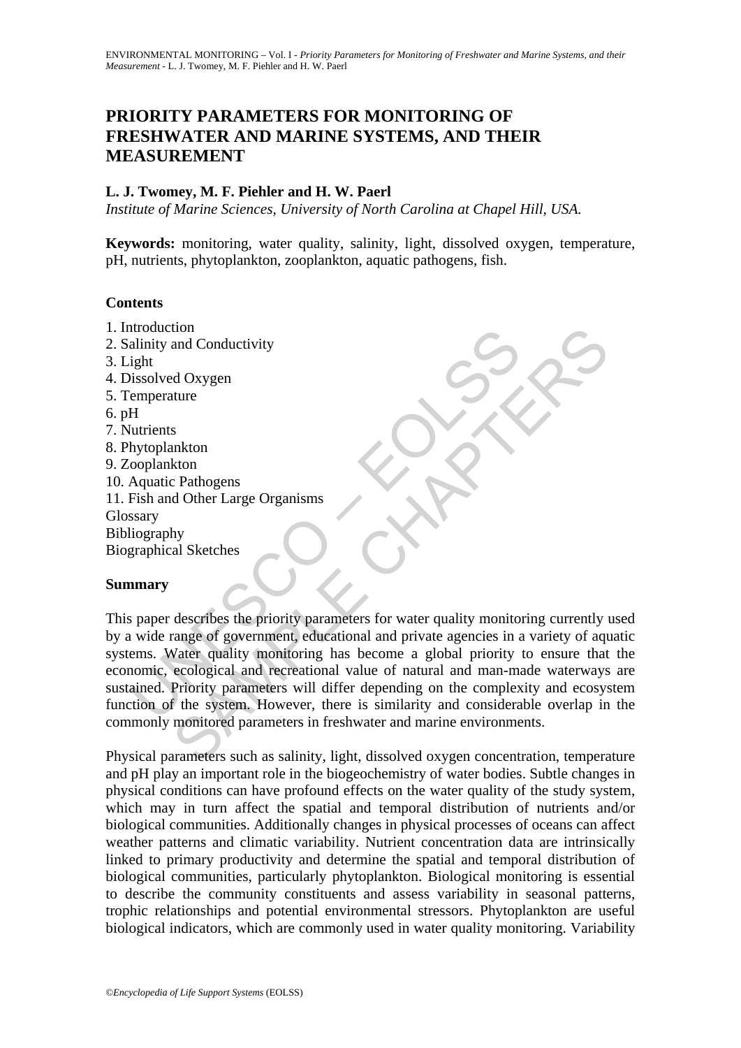# PRIORITY PARAMETERS FOR MONITORING OF FRESHWATER AND MARINE SYSTEMS, AND THEIR MEASUREMENT

**L. J. Twomey, M. F. Piehler and H. W. Paerl**

*Institute of Marine Sciences, University of North Carolina at Chapel Hill, USA.*

**Keywords:** monitoring, water quality, salinity, light, dissolved oxygen, temperature, pH, nutrients, phytoplankton, zooplankton, aquatic pathogens, fish.

## Contents

1. Introduction
2. Salinity and Conductivity
3. Light
4. Dissolved Oxygen
5. Temperature
6. pH
7. Nutrients
8. Phytoplankton
9. Zooplankton
10. Aquatic Pathogens
11. Fish and Other Large Organisms

Glossary
Bibliography
Biographical Sketches

## Summary

This paper describes the priority parameters for water quality monitoring currently used by a wide range of government, educational and private agencies in a variety of aquatic systems. Water quality monitoring has become a global priority to ensure that the economic, ecological and recreational value of natural and man-made waterways are sustained. Priority parameters will differ depending on the complexity and ecosystem function of the system. However, there is similarity and considerable overlap in the commonly monitored parameters in freshwater and marine environments.

Physical parameters such as salinity, light, dissolved oxygen concentration, temperature and pH play an important role in the biogeochemistry of water bodies. Subtle changes in physical conditions can have profound effects on the water quality of the study system, which may in turn affect the spatial and temporal distribution of nutrients and/or biological communities. Additionally changes in physical processes of oceans can affect weather patterns and climatic variability. Nutrient concentration data are intrinsically linked to primary productivity and determine the spatial and temporal distribution of biological communities, particularly phytoplankton. Biological monitoring is essential to describe the community constituents and assess variability in seasonal patterns, trophic relationships and potential environmental stressors. Phytoplankton are useful biological indicators, which are commonly used in water quality monitoring. Variability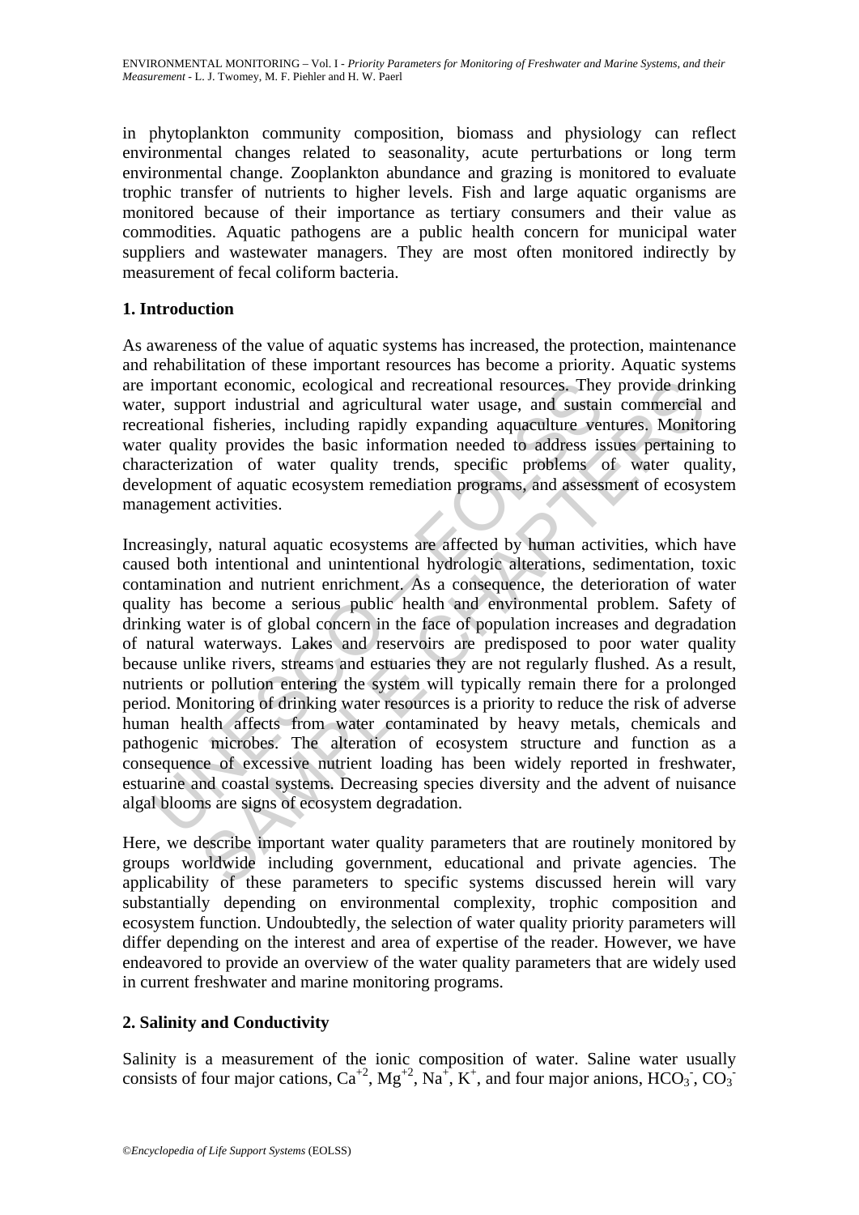in phytoplankton community composition, biomass and physiology can reflect environmental changes related to seasonality, acute perturbations or long term environmental change. Zooplankton abundance and grazing is monitored to evaluate trophic transfer of nutrients to higher levels. Fish and large aquatic organisms are monitored because of their importance as tertiary consumers and their value as commodities. Aquatic pathogens are a public health concern for municipal water suppliers and wastewater managers. They are most often monitored indirectly by measurement of fecal coliform bacteria.

## 1. Introduction

As awareness of the value of aquatic systems has increased, the protection, maintenance and rehabilitation of these important resources has become a priority. Aquatic systems are important economic, ecological and recreational resources. They provide drinking water, support industrial and agricultural water usage, and sustain commercial and recreational fisheries, including rapidly expanding aquaculture ventures. Monitoring water quality provides the basic information needed to address issues pertaining to characterization of water quality trends, specific problems of water quality, development of aquatic ecosystem remediation programs, and assessment of ecosystem management activities.

Increasingly, natural aquatic ecosystems are affected by human activities, which have caused both intentional and unintentional hydrologic alterations, sedimentation, toxic contamination and nutrient enrichment. As a consequence, the deterioration of water quality has become a serious public health and environmental problem. Safety of drinking water is of global concern in the face of population increases and degradation of natural waterways. Lakes and reservoirs are predisposed to poor water quality because unlike rivers, streams and estuaries they are not regularly flushed. As a result, nutrients or pollution entering the system will typically remain there for a prolonged period. Monitoring of drinking water resources is a priority to reduce the risk of adverse human health affects from water contaminated by heavy metals, chemicals and pathogenic microbes. The alteration of ecosystem structure and function as a consequence of excessive nutrient loading has been widely reported in freshwater, estuarine and coastal systems. Decreasing species diversity and the advent of nuisance algal blooms are signs of ecosystem degradation.

Here, we describe important water quality parameters that are routinely monitored by groups worldwide including government, educational and private agencies. The applicability of these parameters to specific systems discussed herein will vary substantially depending on environmental complexity, trophic composition and ecosystem function. Undoubtedly, the selection of water quality priority parameters will differ depending on the interest and area of expertise of the reader. However, we have endeavored to provide an overview of the water quality parameters that are widely used in current freshwater and marine monitoring programs.

## 2. Salinity and Conductivity

Salinity is a measurement of the ionic composition of water. Saline water usually consists of four major cations, $Ca^{+2}$, $Mg^{+2}$, $Na^{+}$, $K^{+}$, and four major anions, $HCO_3^-$, $CO_3^-$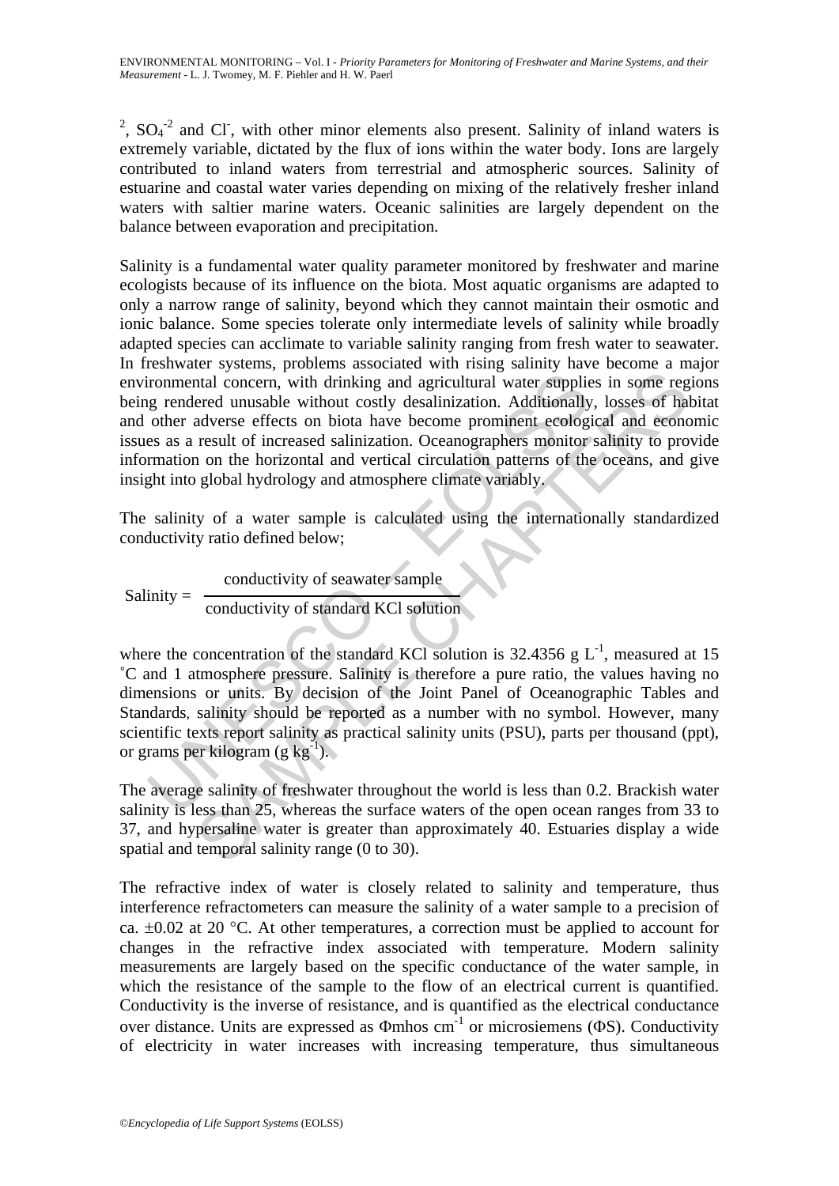$^{2}$, $SO_4^{-2}$ and $Cl^{-}$, with other minor elements also present. Salinity of inland waters is extremely variable, dictated by the flux of ions within the water body. Ions are largely contributed to inland waters from terrestrial and atmospheric sources. Salinity of estuarine and coastal water varies depending on mixing of the relatively fresher inland waters with saltier marine waters. Oceanic salinities are largely dependent on the balance between evaporation and precipitation.

Salinity is a fundamental water quality parameter monitored by freshwater and marine ecologists because of its influence on the biota. Most aquatic organisms are adapted to only a narrow range of salinity, beyond which they cannot maintain their osmotic and ionic balance. Some species tolerate only intermediate levels of salinity while broadly adapted species can acclimate to variable salinity ranging from fresh water to seawater. In freshwater systems, problems associated with rising salinity have become a major environmental concern, with drinking and agricultural water supplies in some regions being rendered unusable without costly desalinization. Additionally, losses of habitat and other adverse effects on biota have become prominent ecological and economic issues as a result of increased salinization. Oceanographers monitor salinity to provide information on the horizontal and vertical circulation patterns of the oceans, and give insight into global hydrology and atmosphere climate variably.

The salinity of a water sample is calculated using the internationally standardized conductivity ratio defined below;

$$\text{Salinity} = \frac{\text{conductivity of seawater sample}}{\text{conductivity of standard KCl solution}}$$

where the concentration of the standard KCl solution is 32.4356 g $L^{-1}$, measured at 15 ˚C and 1 atmosphere pressure. Salinity is therefore a pure ratio, the values having no dimensions or units. By decision of the Joint Panel of Oceanographic Tables and Standards, salinity should be reported as a number with no symbol. However, many scientific texts report salinity as practical salinity units (PSU), parts per thousand (ppt), or grams per kilogram (g $kg^{-1}$).

The average salinity of freshwater throughout the world is less than 0.2. Brackish water salinity is less than 25, whereas the surface waters of the open ocean ranges from 33 to 37, and hypersaline water is greater than approximately 40. Estuaries display a wide spatial and temporal salinity range (0 to 30).

The refractive index of water is closely related to salinity and temperature, thus interference refractometers can measure the salinity of a water sample to a precision of ca. ±0.02 at 20 °C. At other temperatures, a correction must be applied to account for changes in the refractive index associated with temperature. Modern salinity measurements are largely based on the specific conductance of the water sample, in which the resistance of the sample to the flow of an electrical current is quantified. Conductivity is the inverse of resistance, and is quantified as the electrical conductance over distance. Units are expressed as Φmhos $cm^{-1}$ or microsiemens (ΦS). Conductivity of electricity in water increases with increasing temperature, thus simultaneous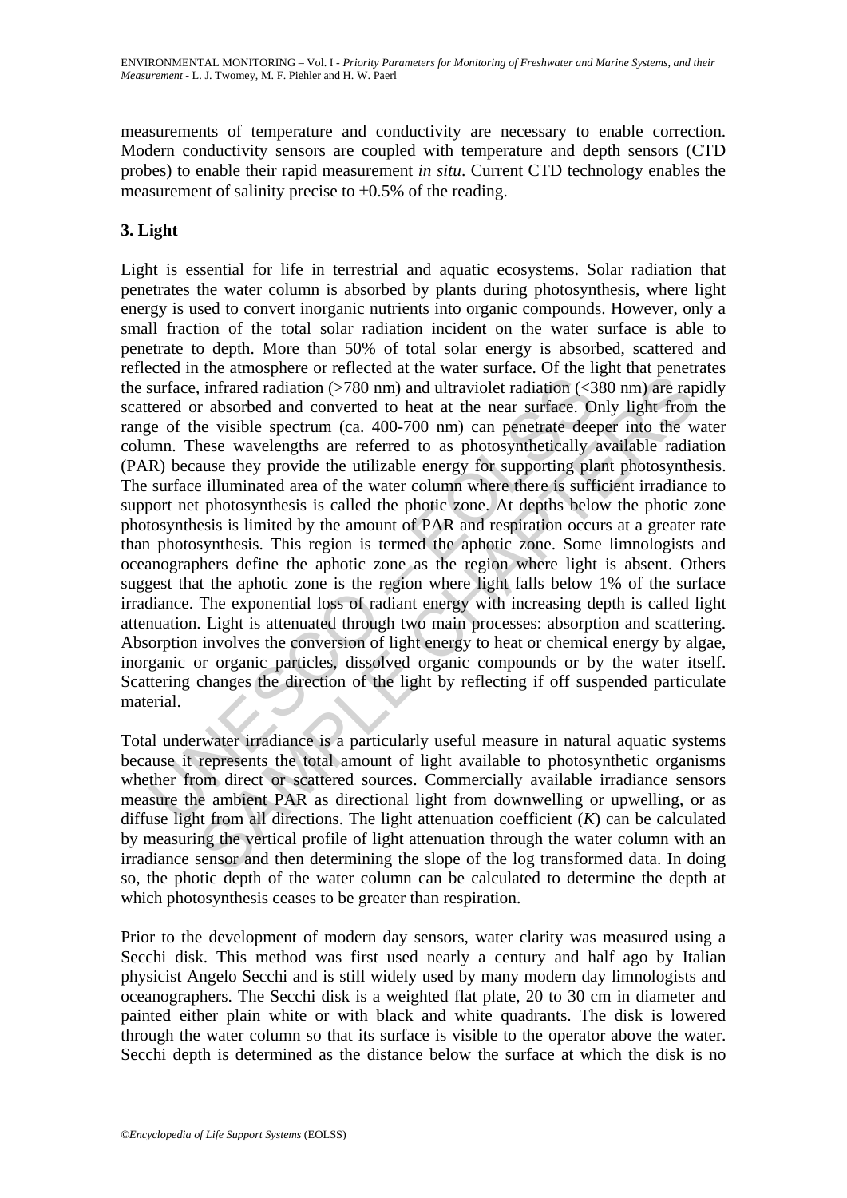measurements of temperature and conductivity are necessary to enable correction. Modern conductivity sensors are coupled with temperature and depth sensors (CTD probes) to enable their rapid measurement *in situ*. Current CTD technology enables the measurement of salinity precise to ±0.5% of the reading.

## 3. Light

Light is essential for life in terrestrial and aquatic ecosystems. Solar radiation that penetrates the water column is absorbed by plants during photosynthesis, where light energy is used to convert inorganic nutrients into organic compounds. However, only a small fraction of the total solar radiation incident on the water surface is able to penetrate to depth. More than 50% of total solar energy is absorbed, scattered and reflected in the atmosphere or reflected at the water surface. Of the light that penetrates the surface, infrared radiation (>780 nm) and ultraviolet radiation (<380 nm) are rapidly scattered or absorbed and converted to heat at the near surface. Only light from the range of the visible spectrum (ca. 400-700 nm) can penetrate deeper into the water column. These wavelengths are referred to as photosynthetically available radiation (PAR) because they provide the utilizable energy for supporting plant photosynthesis. The surface illuminated area of the water column where there is sufficient irradiance to support net photosynthesis is called the photic zone. At depths below the photic zone photosynthesis is limited by the amount of PAR and respiration occurs at a greater rate than photosynthesis. This region is termed the aphotic zone. Some limnologists and oceanographers define the aphotic zone as the region where light is absent. Others suggest that the aphotic zone is the region where light falls below 1% of the surface irradiance. The exponential loss of radiant energy with increasing depth is called light attenuation. Light is attenuated through two main processes: absorption and scattering. Absorption involves the conversion of light energy to heat or chemical energy by algae, inorganic or organic particles, dissolved organic compounds or by the water itself. Scattering changes the direction of the light by reflecting if off suspended particulate material.

Total underwater irradiance is a particularly useful measure in natural aquatic systems because it represents the total amount of light available to photosynthetic organisms whether from direct or scattered sources. Commercially available irradiance sensors measure the ambient PAR as directional light from downwelling or upwelling, or as diffuse light from all directions. The light attenuation coefficient ($K$) can be calculated by measuring the vertical profile of light attenuation through the water column with an irradiance sensor and then determining the slope of the log transformed data. In doing so, the photic depth of the water column can be calculated to determine the depth at which photosynthesis ceases to be greater than respiration.

Prior to the development of modern day sensors, water clarity was measured using a Secchi disk. This method was first used nearly a century and half ago by Italian physicist Angelo Secchi and is still widely used by many modern day limnologists and oceanographers. The Secchi disk is a weighted flat plate, 20 to 30 cm in diameter and painted either plain white or with black and white quadrants. The disk is lowered through the water column so that its surface is visible to the operator above the water. Secchi depth is determined as the distance below the surface at which the disk is no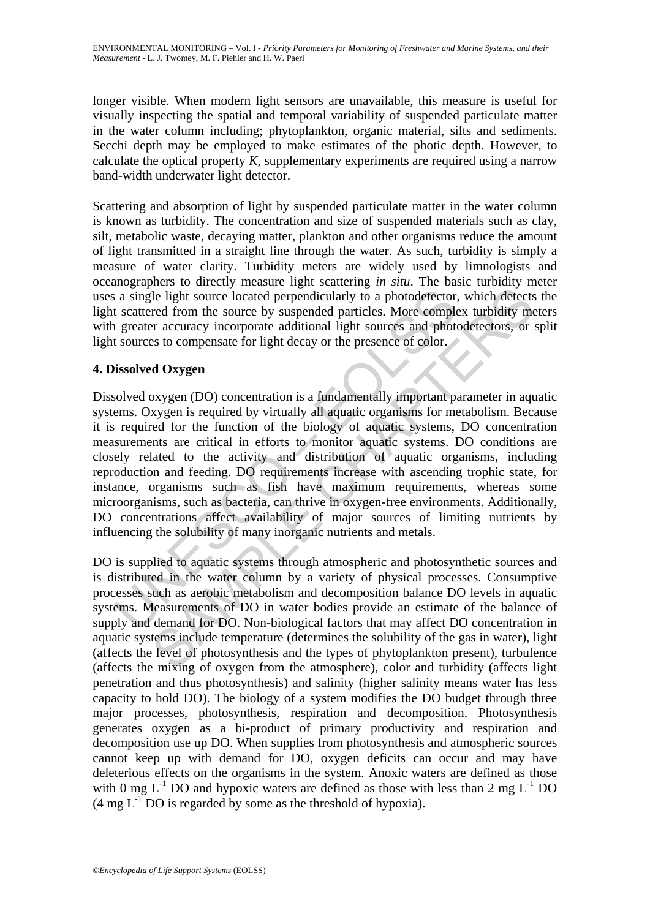longer visible. When modern light sensors are unavailable, this measure is useful for visually inspecting the spatial and temporal variability of suspended particulate matter in the water column including; phytoplankton, organic material, silts and sediments. Secchi depth may be employed to make estimates of the photic depth. However, to calculate the optical property *K*, supplementary experiments are required using a narrow band-width underwater light detector.

Scattering and absorption of light by suspended particulate matter in the water column is known as turbidity. The concentration and size of suspended materials such as clay, silt, metabolic waste, decaying matter, plankton and other organisms reduce the amount of light transmitted in a straight line through the water. As such, turbidity is simply a measure of water clarity. Turbidity meters are widely used by limnologists and oceanographers to directly measure light scattering *in situ*. The basic turbidity meter uses a single light source located perpendicularly to a photodetector, which detects the light scattered from the source by suspended particles. More complex turbidity meters with greater accuracy incorporate additional light sources and photodetectors, or split light sources to compensate for light decay or the presence of color.

## 4. Dissolved Oxygen

Dissolved oxygen (DO) concentration is a fundamentally important parameter in aquatic systems. Oxygen is required by virtually all aquatic organisms for metabolism. Because it is required for the function of the biology of aquatic systems, DO concentration measurements are critical in efforts to monitor aquatic systems. DO conditions are closely related to the activity and distribution of aquatic organisms, including reproduction and feeding. DO requirements increase with ascending trophic state, for instance, organisms such as fish have maximum requirements, whereas some microorganisms, such as bacteria, can thrive in oxygen-free environments. Additionally, DO concentrations affect availability of major sources of limiting nutrients by influencing the solubility of many inorganic nutrients and metals.

DO is supplied to aquatic systems through atmospheric and photosynthetic sources and is distributed in the water column by a variety of physical processes. Consumptive processes such as aerobic metabolism and decomposition balance DO levels in aquatic systems. Measurements of DO in water bodies provide an estimate of the balance of supply and demand for DO. Non-biological factors that may affect DO concentration in aquatic systems include temperature (determines the solubility of the gas in water), light (affects the level of photosynthesis and the types of phytoplankton present), turbulence (affects the mixing of oxygen from the atmosphere), color and turbidity (affects light penetration and thus photosynthesis) and salinity (higher salinity means water has less capacity to hold DO). The biology of a system modifies the DO budget through three major processes, photosynthesis, respiration and decomposition. Photosynthesis generates oxygen as a bi-product of primary productivity and respiration and decomposition use up DO. When supplies from photosynthesis and atmospheric sources cannot keep up with demand for DO, oxygen deficits can occur and may have deleterious effects on the organisms in the system. Anoxic waters are defined as those with 0 mg $L^{-1}$ DO and hypoxic waters are defined as those with less than 2 mg $L^{-1}$ DO (4 mg $L^{-1}$ DO is regarded by some as the threshold of hypoxia).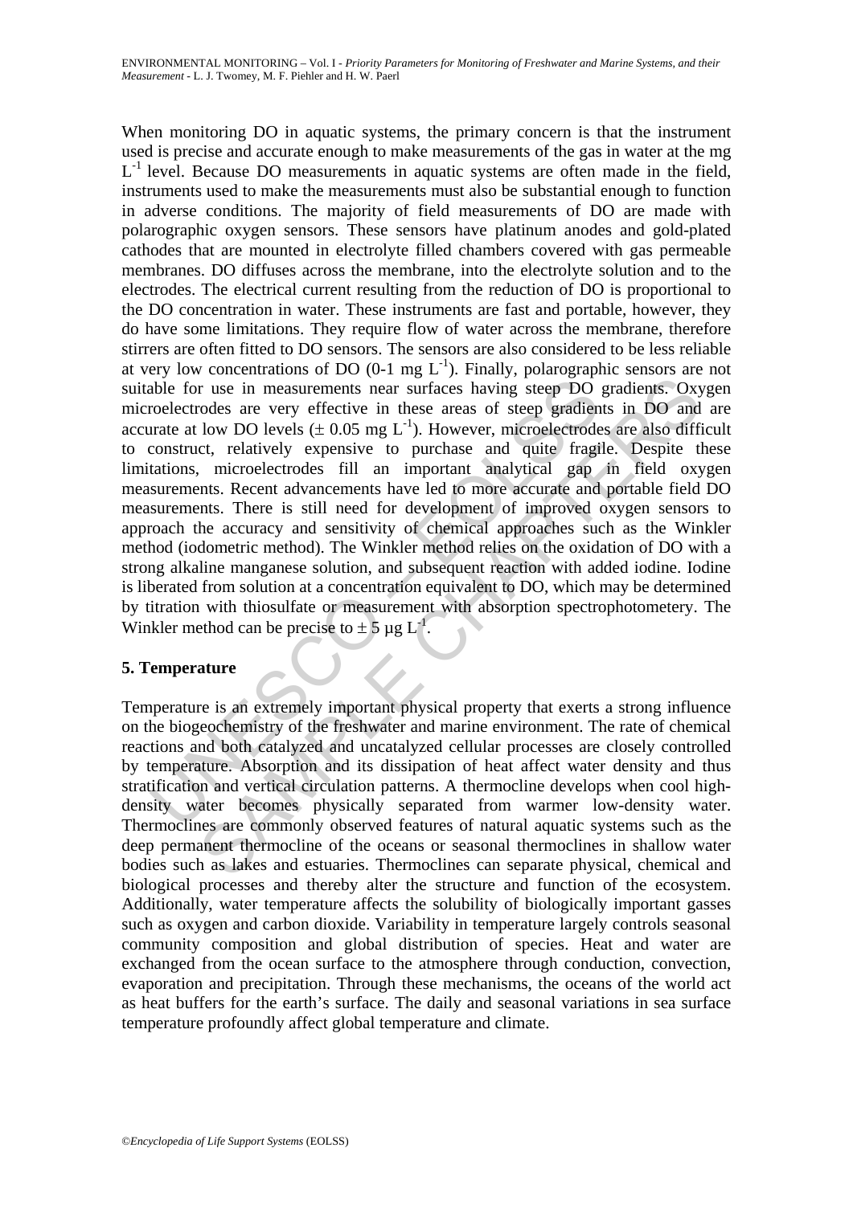When monitoring DO in aquatic systems, the primary concern is that the instrument used is precise and accurate enough to make measurements of the gas in water at the mg $L^{-1}$ level. Because DO measurements in aquatic systems are often made in the field, instruments used to make the measurements must also be substantial enough to function in adverse conditions. The majority of field measurements of DO are made with polarographic oxygen sensors. These sensors have platinum anodes and gold-plated cathodes that are mounted in electrolyte filled chambers covered with gas permeable membranes. DO diffuses across the membrane, into the electrolyte solution and to the electrodes. The electrical current resulting from the reduction of DO is proportional to the DO concentration in water. These instruments are fast and portable, however, they do have some limitations. They require flow of water across the membrane, therefore stirrers are often fitted to DO sensors. The sensors are also considered to be less reliable at very low concentrations of DO (0-1 mg $L^{-1}$). Finally, polarographic sensors are not suitable for use in measurements near surfaces having steep DO gradients. Oxygen microelectrodes are very effective in these areas of steep gradients in DO and are accurate at low DO levels ($\pm$ 0.05 mg $L^{-1}$). However, microelectrodes are also difficult to construct, relatively expensive to purchase and quite fragile. Despite these limitations, microelectrodes fill an important analytical gap in field oxygen measurements. Recent advancements have led to more accurate and portable field DO measurements. There is still need for development of improved oxygen sensors to approach the accuracy and sensitivity of chemical approaches such as the Winkler method (iodometric method). The Winkler method relies on the oxidation of DO with a strong alkaline manganese solution, and subsequent reaction with added iodine. Iodine is liberated from solution at a concentration equivalent to DO, which may be determined by titration with thiosulfate or measurement with absorption spectrophotometery. The Winkler method can be precise to $\pm$ 5 µg $L^{-1}$.

## 5. Temperature

Temperature is an extremely important physical property that exerts a strong influence on the biogeochemistry of the freshwater and marine environment. The rate of chemical reactions and both catalyzed and uncatalyzed cellular processes are closely controlled by temperature. Absorption and its dissipation of heat affect water density and thus stratification and vertical circulation patterns. A thermocline develops when cool high-density water becomes physically separated from warmer low-density water. Thermoclines are commonly observed features of natural aquatic systems such as the deep permanent thermocline of the oceans or seasonal thermoclines in shallow water bodies such as lakes and estuaries. Thermoclines can separate physical, chemical and biological processes and thereby alter the structure and function of the ecosystem. Additionally, water temperature affects the solubility of biologically important gasses such as oxygen and carbon dioxide. Variability in temperature largely controls seasonal community composition and global distribution of species. Heat and water are exchanged from the ocean surface to the atmosphere through conduction, convection, evaporation and precipitation. Through these mechanisms, the oceans of the world act as heat buffers for the earth's surface. The daily and seasonal variations in sea surface temperature profoundly affect global temperature and climate.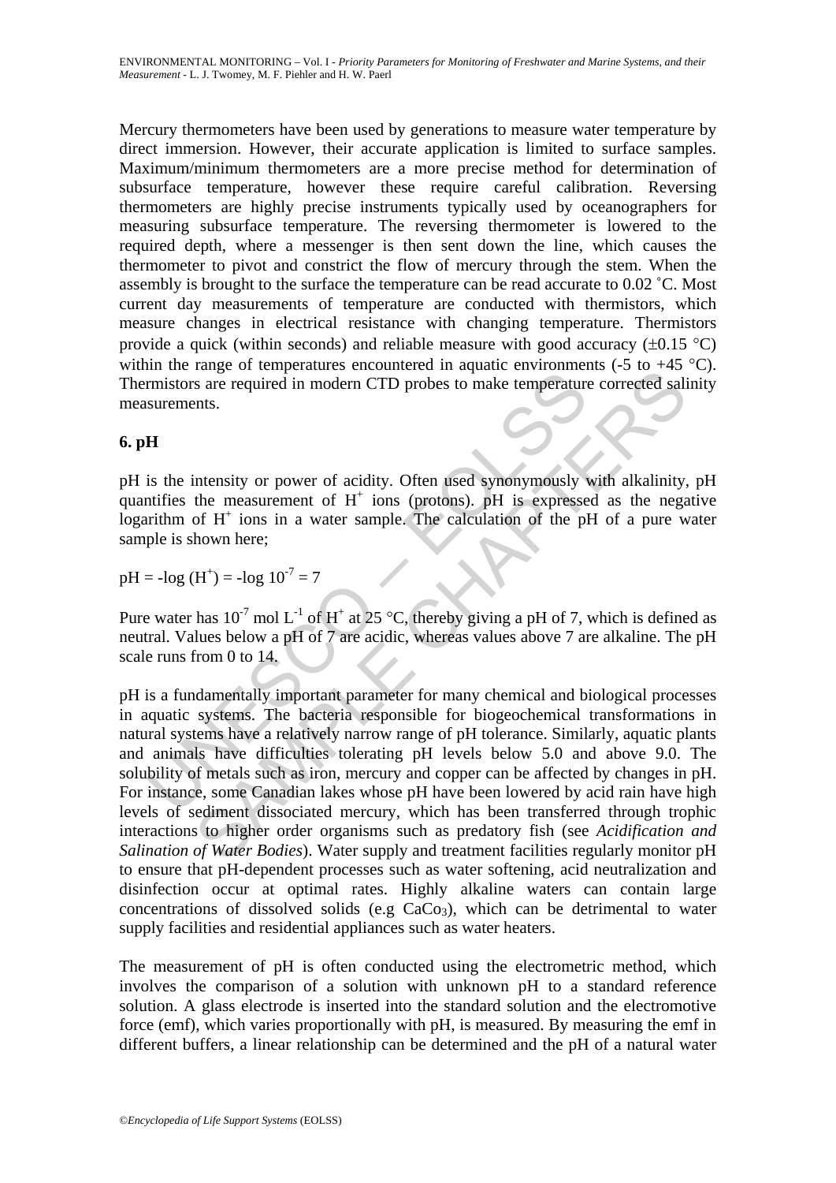Mercury thermometers have been used by generations to measure water temperature by direct immersion. However, their accurate application is limited to surface samples. Maximum/minimum thermometers are a more precise method for determination of subsurface temperature, however these require careful calibration. Reversing thermometers are highly precise instruments typically used by oceanographers for measuring subsurface temperature. The reversing thermometer is lowered to the required depth, where a messenger is then sent down the line, which causes the thermometer to pivot and constrict the flow of mercury through the stem. When the assembly is brought to the surface the temperature can be read accurate to 0.02 ˚C. Most current day measurements of temperature are conducted with thermistors, which measure changes in electrical resistance with changing temperature. Thermistors provide a quick (within seconds) and reliable measure with good accuracy (±0.15 °C) within the range of temperatures encountered in aquatic environments (-5 to +45 °C). Thermistors are required in modern CTD probes to make temperature corrected salinity measurements.

## 6. pH

pH is the intensity or power of acidity. Often used synonymously with alkalinity, pH quantifies the measurement of $H^+$ ions (protons). pH is expressed as the negative logarithm of $H^+$ ions in a water sample. The calculation of the pH of a pure water sample is shown here;

$$pH = -\log (H^+) = -\log 10^{-7} = 7$$

Pure water has $10^{-7}$ mol $L^{-1}$ of $H^+$ at 25 °C, thereby giving a pH of 7, which is defined as neutral. Values below a pH of 7 are acidic, whereas values above 7 are alkaline. The pH scale runs from 0 to 14.

pH is a fundamentally important parameter for many chemical and biological processes in aquatic systems. The bacteria responsible for biogeochemical transformations in natural systems have a relatively narrow range of pH tolerance. Similarly, aquatic plants and animals have difficulties tolerating pH levels below 5.0 and above 9.0. The solubility of metals such as iron, mercury and copper can be affected by changes in pH. For instance, some Canadian lakes whose pH have been lowered by acid rain have high levels of sediment dissociated mercury, which has been transferred through trophic interactions to higher order organisms such as predatory fish (see *Acidification and Salination of Water Bodies*). Water supply and treatment facilities regularly monitor pH to ensure that pH-dependent processes such as water softening, acid neutralization and disinfection occur at optimal rates. Highly alkaline waters can contain large concentrations of dissolved solids (e.g $CaCo_3$), which can be detrimental to water supply facilities and residential appliances such as water heaters.

The measurement of pH is often conducted using the electrometric method, which involves the comparison of a solution with unknown pH to a standard reference solution. A glass electrode is inserted into the standard solution and the electromotive force (emf), which varies proportionally with pH, is measured. By measuring the emf in different buffers, a linear relationship can be determined and the pH of a natural water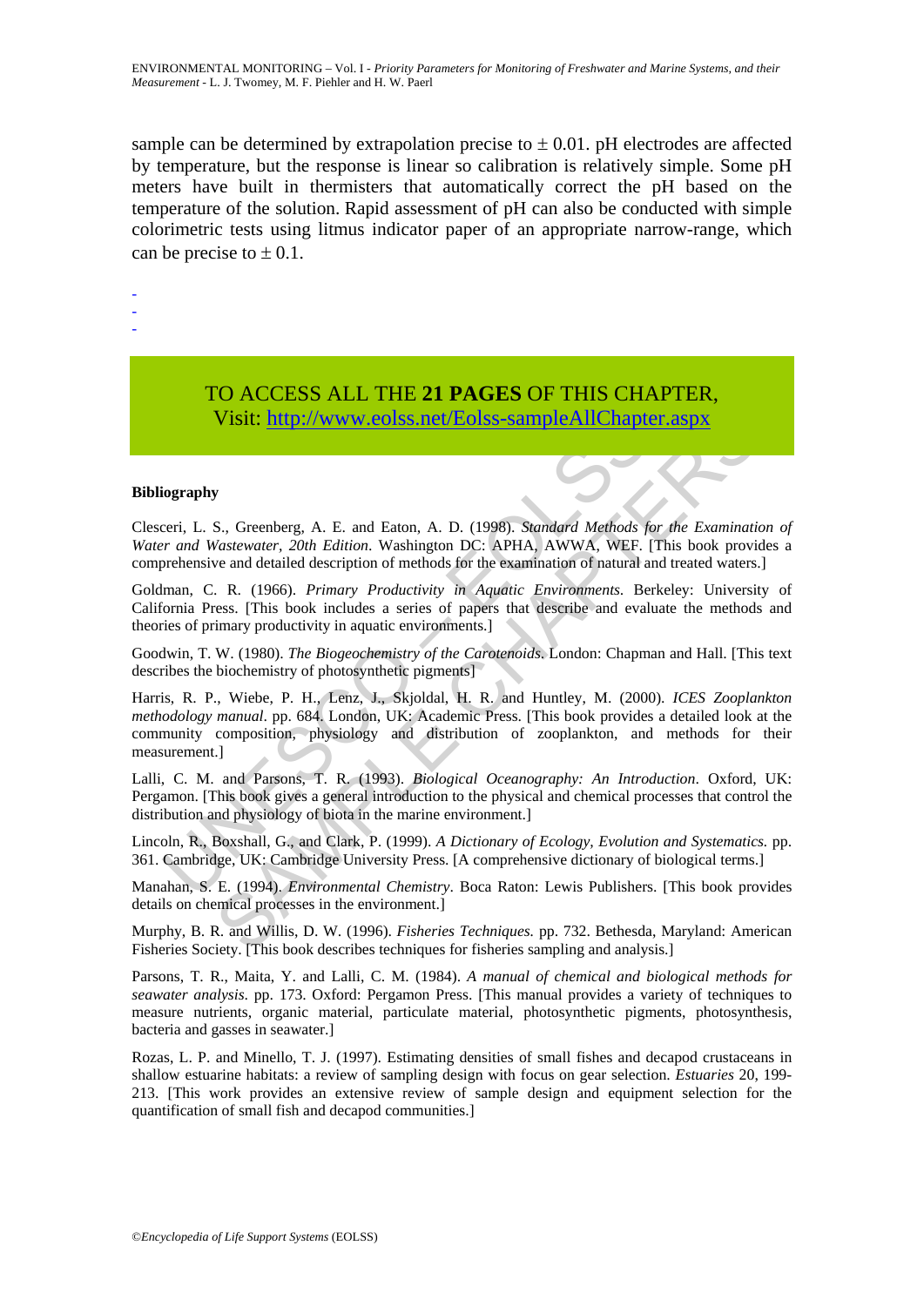sample can be determined by extrapolation precise to ± 0.01. pH electrodes are affected by temperature, but the response is linear so calibration is relatively simple. Some pH meters have built in thermisters that automatically correct the pH based on the temperature of the solution. Rapid assessment of pH can also be conducted with simple colorimetric tests using litmus indicator paper of an appropriate narrow-range, which can be precise to ± 0.1.

-
-
-

TO ACCESS ALL THE **21 PAGES** OF THIS CHAPTER,
Visit: http://www.eolss.net/Eolss-sampleAllChapter.aspx

**Bibliography**

Clesceri, L. S., Greenberg, A. E. and Eaton, A. D. (1998). *Standard Methods for the Examination of Water and Wastewater, 20th Edition*. Washington DC: APHA, AWWA, WEF. [This book provides a comprehensive and detailed description of methods for the examination of natural and treated waters.]

Goldman, C. R. (1966). *Primary Productivity in Aquatic Environments*. Berkeley: University of California Press. [This book includes a series of papers that describe and evaluate the methods and theories of primary productivity in aquatic environments.]

Goodwin, T. W. (1980). *The Biogeochemistry of the Carotenoids*. London: Chapman and Hall. [This text describes the biochemistry of photosynthetic pigments]

Harris, R. P., Wiebe, P. H., Lenz, J., Skjoldal, H. R. and Huntley, M. (2000). *ICES Zooplankton methodology manual*. pp. 684. London, UK: Academic Press. [This book provides a detailed look at the community composition, physiology and distribution of zooplankton, and methods for their measurement.]

Lalli, C. M. and Parsons, T. R. (1993). *Biological Oceanography: An Introduction*. Oxford, UK: Pergamon. [This book gives a general introduction to the physical and chemical processes that control the distribution and physiology of biota in the marine environment.]

Lincoln, R., Boxshall, G., and Clark, P. (1999). *A Dictionary of Ecology, Evolution and Systematics.* pp. 361. Cambridge, UK: Cambridge University Press. [A comprehensive dictionary of biological terms.]

Manahan, S. E. (1994). *Environmental Chemistry*. Boca Raton: Lewis Publishers. [This book provides details on chemical processes in the environment.]

Murphy, B. R. and Willis, D. W. (1996). *Fisheries Techniques.* pp. 732. Bethesda, Maryland: American Fisheries Society. [This book describes techniques for fisheries sampling and analysis.]

Parsons, T. R., Maita, Y. and Lalli, C. M. (1984). *A manual of chemical and biological methods for seawater analysis*. pp. 173. Oxford: Pergamon Press. [This manual provides a variety of techniques to measure nutrients, organic material, particulate material, photosynthetic pigments, photosynthesis, bacteria and gasses in seawater.]

Rozas, L. P. and Minello, T. J. (1997). Estimating densities of small fishes and decapod crustaceans in shallow estuarine habitats: a review of sampling design with focus on gear selection. *Estuaries* 20, 199-213. [This work provides an extensive review of sample design and equipment selection for the quantification of small fish and decapod communities.]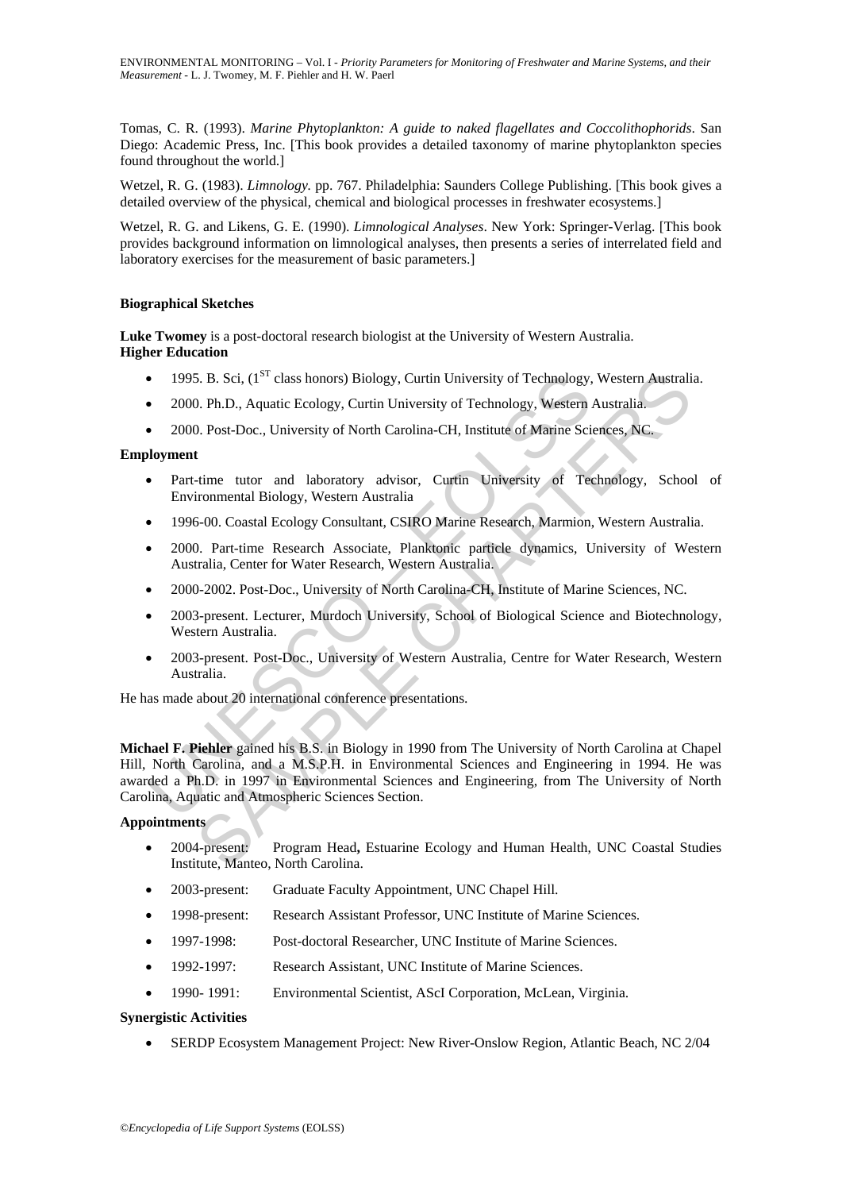Tomas, C. R. (1993). *Marine Phytoplankton: A guide to naked flagellates and Coccolithophorids*. San Diego: Academic Press, Inc. [This book provides a detailed taxonomy of marine phytoplankton species found throughout the world.]

Wetzel, R. G. (1983). *Limnology.* pp. 767. Philadelphia: Saunders College Publishing. [This book gives a detailed overview of the physical, chemical and biological processes in freshwater ecosystems.]

Wetzel, R. G. and Likens, G. E. (1990). *Limnological Analyses*. New York: Springer-Verlag. [This book provides background information on limnological analyses, then presents a series of interrelated field and laboratory exercises for the measurement of basic parameters.]

## Biographical Sketches

**Luke Twomey** is a post-doctoral research biologist at the University of Western Australia.

**Higher Education**

- 1995. B. Sci, (1$^{ST}$ class honors) Biology, Curtin University of Technology, Western Australia.
- 2000. Ph.D., Aquatic Ecology, Curtin University of Technology, Western Australia.
- 2000. Post-Doc., University of North Carolina-CH, Institute of Marine Sciences, NC.

**Employment**

- Part-time tutor and laboratory advisor, Curtin University of Technology, School of Environmental Biology, Western Australia
- 1996-00. Coastal Ecology Consultant, CSIRO Marine Research, Marmion, Western Australia.
- 2000. Part-time Research Associate, Planktonic particle dynamics, University of Western Australia, Center for Water Research, Western Australia.
- 2000-2002. Post-Doc., University of North Carolina-CH, Institute of Marine Sciences, NC.
- 2003-present. Lecturer, Murdoch University, School of Biological Science and Biotechnology, Western Australia.
- 2003-present. Post-Doc., University of Western Australia, Centre for Water Research, Western Australia.

He has made about 20 international conference presentations.

**Michael F. Piehler** gained his B.S. in Biology in 1990 from The University of North Carolina at Chapel Hill, North Carolina, and a M.S.P.H. in Environmental Sciences and Engineering in 1994. He was awarded a Ph.D. in 1997 in Environmental Sciences and Engineering, from The University of North Carolina, Aquatic and Atmospheric Sciences Section.

**Appointments**

- 2004-present: Program Head**,** Estuarine Ecology and Human Health, UNC Coastal Studies Institute, Manteo, North Carolina.
- 2003-present: Graduate Faculty Appointment, UNC Chapel Hill.
- 1998-present: Research Assistant Professor, UNC Institute of Marine Sciences.
- 1997-1998: Post-doctoral Researcher, UNC Institute of Marine Sciences.
- 1992-1997: Research Assistant, UNC Institute of Marine Sciences.
- 1990- 1991: Environmental Scientist, AScI Corporation, McLean, Virginia.

**Synergistic Activities**

- SERDP Ecosystem Management Project: New River-Onslow Region, Atlantic Beach, NC 2/04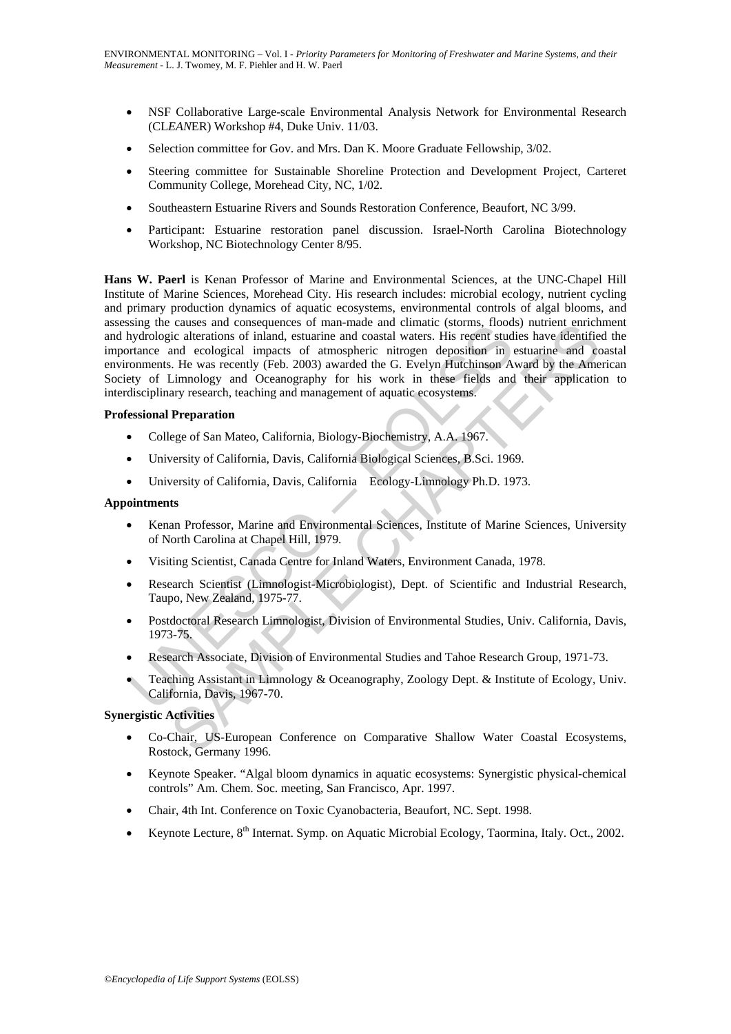- NSF Collaborative Large-scale Environmental Analysis Network for Environmental Research (CL*EAN*ER) Workshop #4, Duke Univ. 11/03.
- Selection committee for Gov. and Mrs. Dan K. Moore Graduate Fellowship, 3/02.
- Steering committee for Sustainable Shoreline Protection and Development Project, Carteret Community College, Morehead City, NC, 1/02.
- Southeastern Estuarine Rivers and Sounds Restoration Conference, Beaufort, NC 3/99.
- Participant: Estuarine restoration panel discussion. Israel-North Carolina Biotechnology Workshop, NC Biotechnology Center 8/95.

**Hans W. Paerl** is Kenan Professor of Marine and Environmental Sciences, at the UNC-Chapel Hill Institute of Marine Sciences, Morehead City. His research includes: microbial ecology, nutrient cycling and primary production dynamics of aquatic ecosystems, environmental controls of algal blooms, and assessing the causes and consequences of man-made and climatic (storms, floods) nutrient enrichment and hydrologic alterations of inland, estuarine and coastal waters. His recent studies have identified the importance and ecological impacts of atmospheric nitrogen deposition in estuarine and coastal environments. He was recently (Feb. 2003) awarded the G. Evelyn Hutchinson Award by the American Society of Limnology and Oceanography for his work in these fields and their application to interdisciplinary research, teaching and management of aquatic ecosystems.

**Professional Preparation**

- College of San Mateo, California, Biology-Biochemistry, A.A. 1967.
- University of California, Davis, California Biological Sciences, B.Sci. 1969.
- University of California, Davis, California Ecology-Limnology Ph.D. 1973.

**Appointments**

- Kenan Professor, Marine and Environmental Sciences, Institute of Marine Sciences, University of North Carolina at Chapel Hill, 1979.
- Visiting Scientist, Canada Centre for Inland Waters, Environment Canada, 1978.
- Research Scientist (Limnologist-Microbiologist), Dept. of Scientific and Industrial Research, Taupo, New Zealand, 1975-77.
- Postdoctoral Research Limnologist, Division of Environmental Studies, Univ. California, Davis, 1973-75.
- Research Associate, Division of Environmental Studies and Tahoe Research Group, 1971-73.
- Teaching Assistant in Limnology & Oceanography, Zoology Dept. & Institute of Ecology, Univ. California, Davis, 1967-70.

**Synergistic Activities**

- Co-Chair, US-European Conference on Comparative Shallow Water Coastal Ecosystems, Rostock, Germany 1996.
- Keynote Speaker. "Algal bloom dynamics in aquatic ecosystems: Synergistic physical-chemical controls" Am. Chem. Soc. meeting, San Francisco, Apr. 1997.
- Chair, 4th Int. Conference on Toxic Cyanobacteria, Beaufort, NC. Sept. 1998.
- Keynote Lecture, 8th Internat. Symp. on Aquatic Microbial Ecology, Taormina, Italy. Oct., 2002.